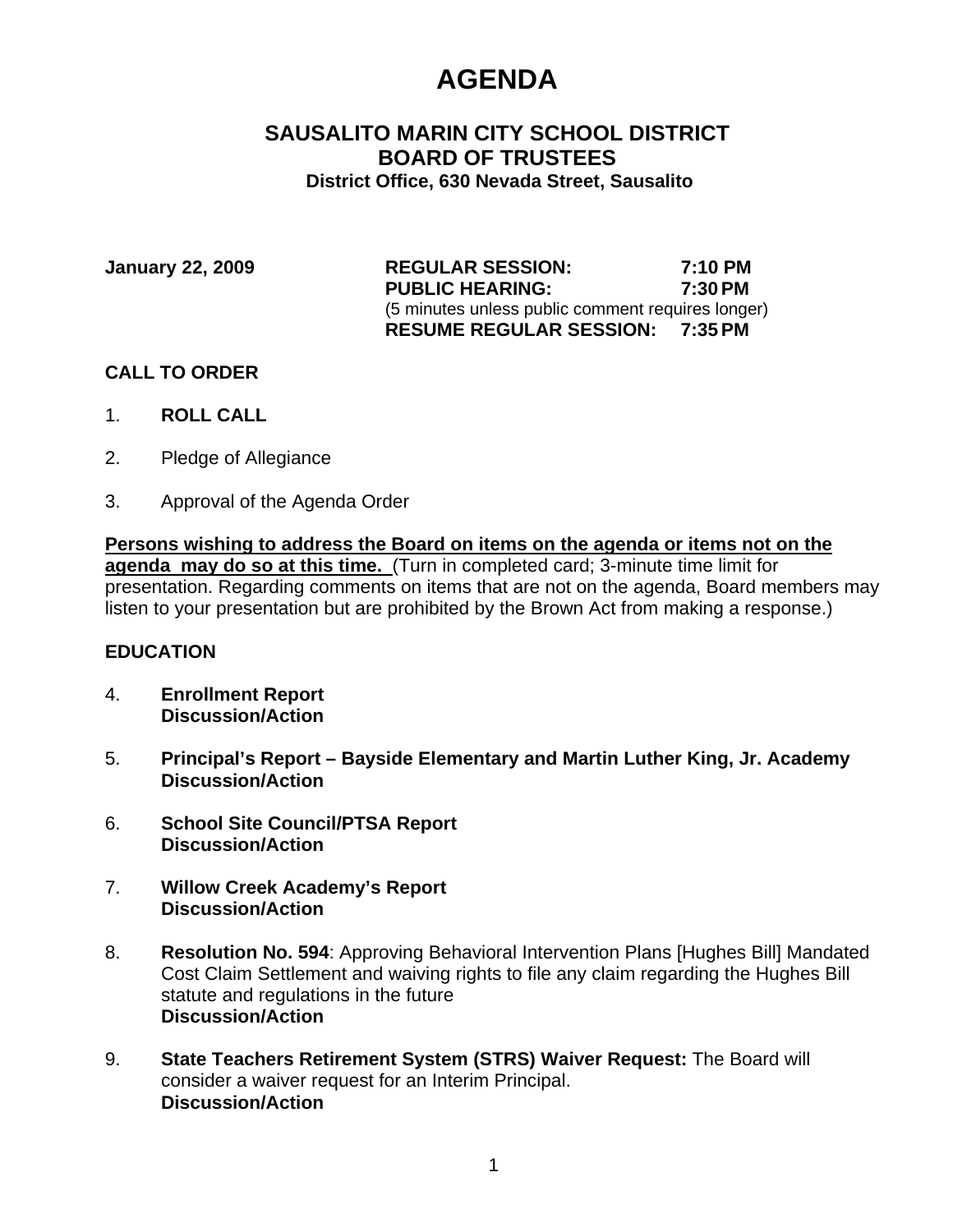# AGENDA

## SAUSALITO MARIN CITY SCHOOL DISTRICT
## BOARD OF TRUSTEES

**District Office, 630 Nevada Street, Sausalito**

**January 22, 2009**

**REGULAR SESSION: 7:10 PM**
**PUBLIC HEARING: 7:30 PM**
(5 minutes unless public comment requires longer)
**RESUME REGULAR SESSION: 7:35 PM**

### CALL TO ORDER

1. **ROLL CALL**

2. Pledge of Allegiance

3. Approval of the Agenda Order

**Persons wishing to address the Board on items on the agenda or items not on the agenda may do so at this time.** (Turn in completed card; 3-minute time limit for presentation. Regarding comments on items that are not on the agenda, Board members may listen to your presentation but are prohibited by the Brown Act from making a response.)

### EDUCATION

4. **Enrollment Report**
   **Discussion/Action**

5. **Principal's Report – Bayside Elementary and Martin Luther King, Jr. Academy**
   **Discussion/Action**

6. **School Site Council/PTSA Report**
   **Discussion/Action**

7. **Willow Creek Academy's Report**
   **Discussion/Action**

8. **Resolution No. 594**: Approving Behavioral Intervention Plans [Hughes Bill] Mandated Cost Claim Settlement and waiving rights to file any claim regarding the Hughes Bill statute and regulations in the future
   **Discussion/Action**

9. **State Teachers Retirement System (STRS) Waiver Request:** The Board will consider a waiver request for an Interim Principal.
   **Discussion/Action**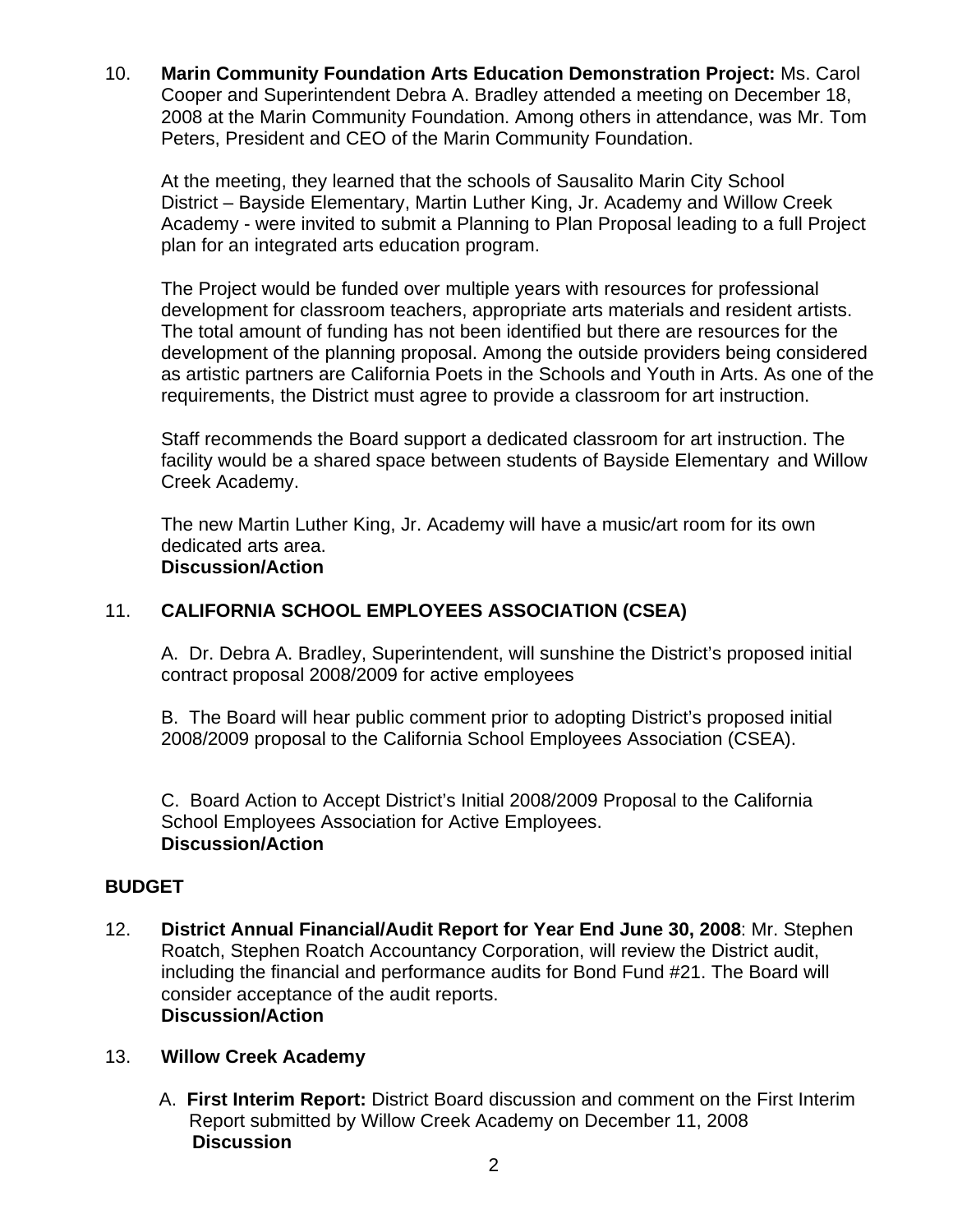10. **Marin Community Foundation Arts Education Demonstration Project:** Ms. Carol Cooper and Superintendent Debra A. Bradley attended a meeting on December 18, 2008 at the Marin Community Foundation. Among others in attendance, was Mr. Tom Peters, President and CEO of the Marin Community Foundation.

    At the meeting, they learned that the schools of Sausalito Marin City School District – Bayside Elementary, Martin Luther King, Jr. Academy and Willow Creek Academy - were invited to submit a Planning to Plan Proposal leading to a full Project plan for an integrated arts education program.

    The Project would be funded over multiple years with resources for professional development for classroom teachers, appropriate arts materials and resident artists. The total amount of funding has not been identified but there are resources for the development of the planning proposal. Among the outside providers being considered as artistic partners are California Poets in the Schools and Youth in Arts. As one of the requirements, the District must agree to provide a classroom for art instruction.

    Staff recommends the Board support a dedicated classroom for art instruction. The facility would be a shared space between students of Bayside Elementary and Willow Creek Academy.

    The new Martin Luther King, Jr. Academy will have a music/art room for its own dedicated arts area.
    **Discussion/Action**

11. **CALIFORNIA SCHOOL EMPLOYEES ASSOCIATION (CSEA)**

    A. Dr. Debra A. Bradley, Superintendent, will sunshine the District's proposed initial contract proposal 2008/2009 for active employees

    B. The Board will hear public comment prior to adopting District's proposed initial 2008/2009 proposal to the California School Employees Association (CSEA).

    C. Board Action to Accept District's Initial 2008/2009 Proposal to the California School Employees Association for Active Employees.
    **Discussion/Action**

**BUDGET**

12. **District Annual Financial/Audit Report for Year End June 30, 2008**: Mr. Stephen Roatch, Stephen Roatch Accountancy Corporation, will review the District audit, including the financial and performance audits for Bond Fund #21. The Board will consider acceptance of the audit reports.
    **Discussion/Action**

13. **Willow Creek Academy**

    A. **First Interim Report:** District Board discussion and comment on the First Interim Report submitted by Willow Creek Academy on December 11, 2008
    **Discussion**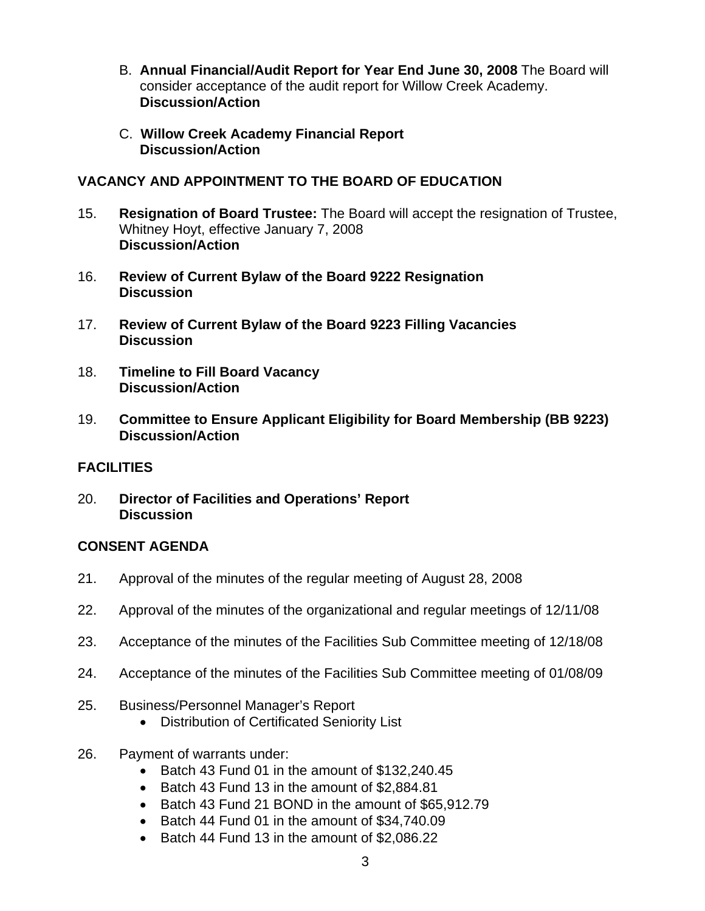B. **Annual Financial/Audit Report for Year End June 30, 2008** The Board will consider acceptance of the audit report for Willow Creek Academy.
**Discussion/Action**

C. **Willow Creek Academy Financial Report**
**Discussion/Action**

## VACANCY AND APPOINTMENT TO THE BOARD OF EDUCATION

15. **Resignation of Board Trustee:** The Board will accept the resignation of Trustee, Whitney Hoyt, effective January 7, 2008
**Discussion/Action**

16. **Review of Current Bylaw of the Board 9222 Resignation**
**Discussion**

17. **Review of Current Bylaw of the Board 9223 Filling Vacancies**
**Discussion**

18. **Timeline to Fill Board Vacancy**
**Discussion/Action**

19. **Committee to Ensure Applicant Eligibility for Board Membership (BB 9223)**
**Discussion/Action**

## FACILITIES

20. **Director of Facilities and Operations' Report**
**Discussion**

## CONSENT AGENDA

21. Approval of the minutes of the regular meeting of August 28, 2008

22. Approval of the minutes of the organizational and regular meetings of 12/11/08

23. Acceptance of the minutes of the Facilities Sub Committee meeting of 12/18/08

24. Acceptance of the minutes of the Facilities Sub Committee meeting of 01/08/09

25. Business/Personnel Manager's Report
    - Distribution of Certificated Seniority List

26. Payment of warrants under:
    - Batch 43 Fund 01 in the amount of $132,240.45
    - Batch 43 Fund 13 in the amount of $2,884.81
    - Batch 43 Fund 21 BOND in the amount of $65,912.79
    - Batch 44 Fund 01 in the amount of $34,740.09
    - Batch 44 Fund 13 in the amount of $2,086.22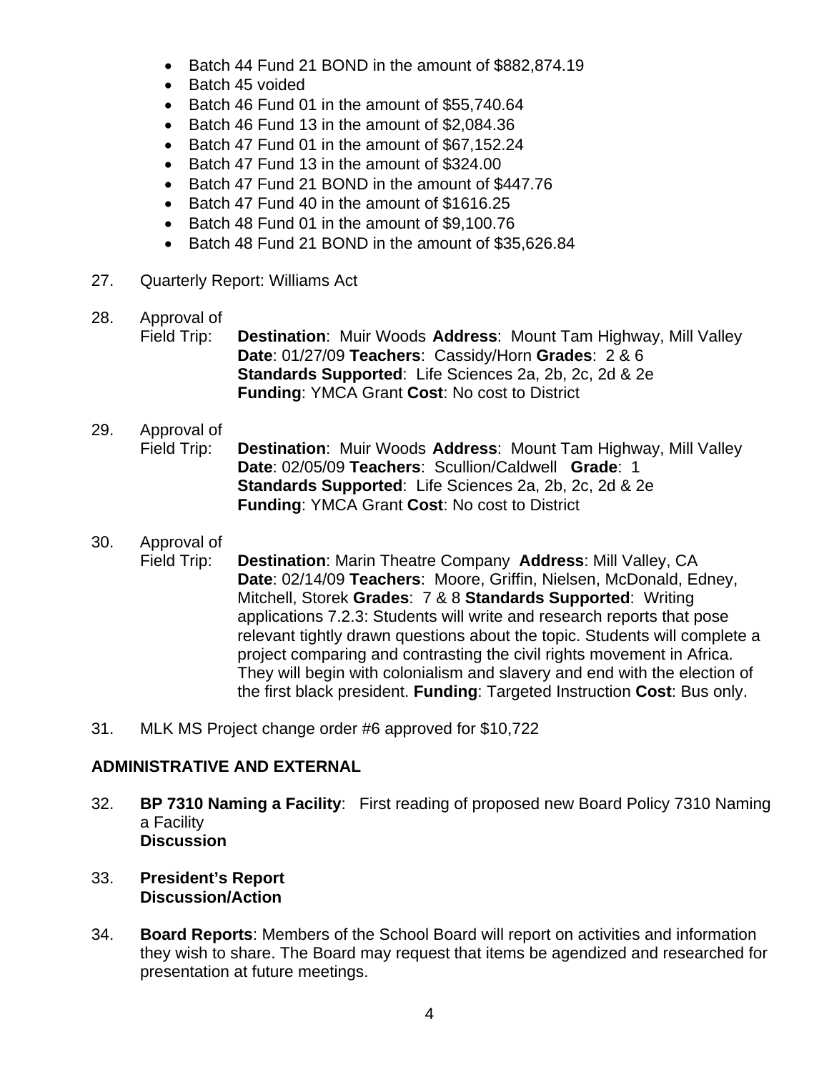- Batch 44 Fund 21 BOND in the amount of $882,874.19
- Batch 45 voided
- Batch 46 Fund 01 in the amount of $55,740.64
- Batch 46 Fund 13 in the amount of $2,084.36
- Batch 47 Fund 01 in the amount of $67,152.24
- Batch 47 Fund 13 in the amount of $324.00
- Batch 47 Fund 21 BOND in the amount of $447.76
- Batch 47 Fund 40 in the amount of $1616.25
- Batch 48 Fund 01 in the amount of $9,100.76
- Batch 48 Fund 21 BOND in the amount of $35,626.84

27. Quarterly Report: Williams Act

28. Approval of Field Trip: **Destination**: Muir Woods **Address**: Mount Tam Highway, Mill Valley **Date**: 01/27/09 **Teachers**: Cassidy/Horn **Grades**: 2 & 6 **Standards Supported**: Life Sciences 2a, 2b, 2c, 2d & 2e **Funding**: YMCA Grant **Cost**: No cost to District

29. Approval of Field Trip: **Destination**: Muir Woods **Address**: Mount Tam Highway, Mill Valley **Date**: 02/05/09 **Teachers**: Scullion/Caldwell **Grade**: 1 **Standards Supported**: Life Sciences 2a, 2b, 2c, 2d & 2e **Funding**: YMCA Grant **Cost**: No cost to District

30. Approval of Field Trip: **Destination**: Marin Theatre Company **Address**: Mill Valley, CA **Date**: 02/14/09 **Teachers**: Moore, Griffin, Nielsen, McDonald, Edney, Mitchell, Storek **Grades**: 7 & 8 **Standards Supported**: Writing applications 7.2.3: Students will write and research reports that pose relevant tightly drawn questions about the topic. Students will complete a project comparing and contrasting the civil rights movement in Africa. They will begin with colonialism and slavery and end with the election of the first black president. **Funding**: Targeted Instruction **Cost**: Bus only.

31. MLK MS Project change order #6 approved for $10,722

## ADMINISTRATIVE AND EXTERNAL

32. **BP 7310 Naming a Facility**: First reading of proposed new Board Policy 7310 Naming a Facility
    **Discussion**

33. **President's Report**
    **Discussion/Action**

34. **Board Reports**: Members of the School Board will report on activities and information they wish to share. The Board may request that items be agendized and researched for presentation at future meetings.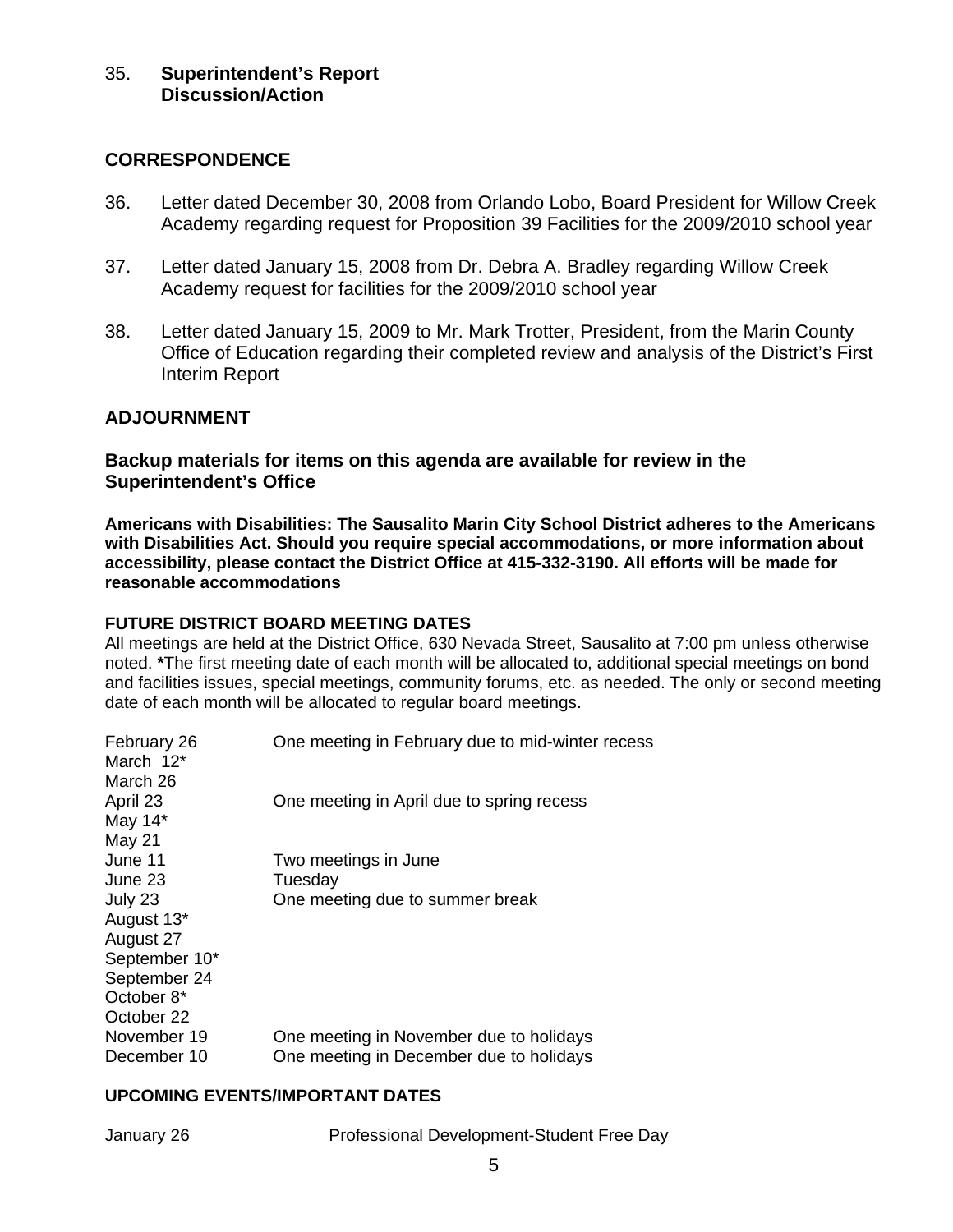35. **Superintendent's Report**
**Discussion/Action**

## CORRESPONDENCE

36. Letter dated December 30, 2008 from Orlando Lobo, Board President for Willow Creek Academy regarding request for Proposition 39 Facilities for the 2009/2010 school year

37. Letter dated January 15, 2008 from Dr. Debra A. Bradley regarding Willow Creek Academy request for facilities for the 2009/2010 school year

38. Letter dated January 15, 2009 to Mr. Mark Trotter, President, from the Marin County Office of Education regarding their completed review and analysis of the District's First Interim Report

## ADJOURNMENT

**Backup materials for items on this agenda are available for review in the Superintendent's Office**

**Americans with Disabilities: The Sausalito Marin City School District adheres to the Americans with Disabilities Act. Should you require special accommodations, or more information about accessibility, please contact the District Office at 415-332-3190. All efforts will be made for reasonable accommodations**

**FUTURE DISTRICT BOARD MEETING DATES**

All meetings are held at the District Office, 630 Nevada Street, Sausalito at 7:00 pm unless otherwise noted. **\***The first meeting date of each month will be allocated to, additional special meetings on bond and facilities issues, special meetings, community forums, etc. as needed. The only or second meeting date of each month will be allocated to regular board meetings.

| | |
|---|---|
| February 26 | One meeting in February due to mid-winter recess |
| March 12* | |
| March 26 | |
| April 23 | One meeting in April due to spring recess |
| May 14* | |
| May 21 | |
| June 11 | Two meetings in June |
| June 23 | Tuesday |
| July 23 | One meeting due to summer break |
| August 13* | |
| August 27 | |
| September 10* | |
| September 24 | |
| October 8* | |
| October 22 | |
| November 19 | One meeting in November due to holidays |
| December 10 | One meeting in December due to holidays |

**UPCOMING EVENTS/IMPORTANT DATES**

| | |
|---|---|
| January 26 | Professional Development-Student Free Day |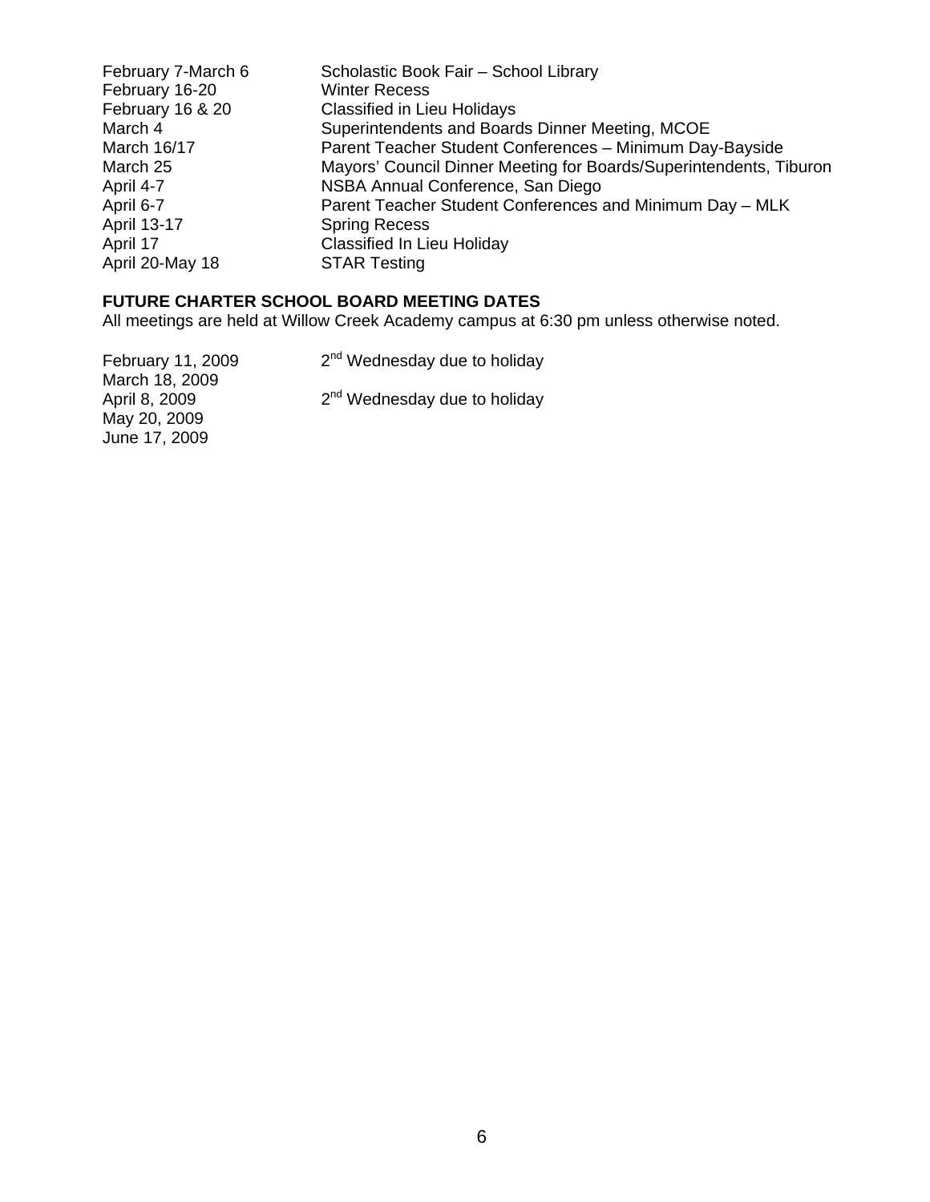| | |
|---|---|
| February 7-March 6 | Scholastic Book Fair – School Library |
| February 16-20 | Winter Recess |
| February 16 & 20 | Classified in Lieu Holidays |
| March 4 | Superintendents and Boards Dinner Meeting, MCOE |
| March 16/17 | Parent Teacher Student Conferences – Minimum Day-Bayside |
| March 25 | Mayors' Council Dinner Meeting for Boards/Superintendents, Tiburon |
| April 4-7 | NSBA Annual Conference, San Diego |
| April 6-7 | Parent Teacher Student Conferences and Minimum Day – MLK |
| April 13-17 | Spring Recess |
| April 17 | Classified In Lieu Holiday |
| April 20-May 18 | STAR Testing |

**FUTURE CHARTER SCHOOL BOARD MEETING DATES**

All meetings are held at Willow Creek Academy campus at 6:30 pm unless otherwise noted.

| | |
|---|---|
| February 11, 2009 | 2nd Wednesday due to holiday |
| March 18, 2009 | |
| April 8, 2009 | 2nd Wednesday due to holiday |
| May 20, 2009 | |
| June 17, 2009 | |